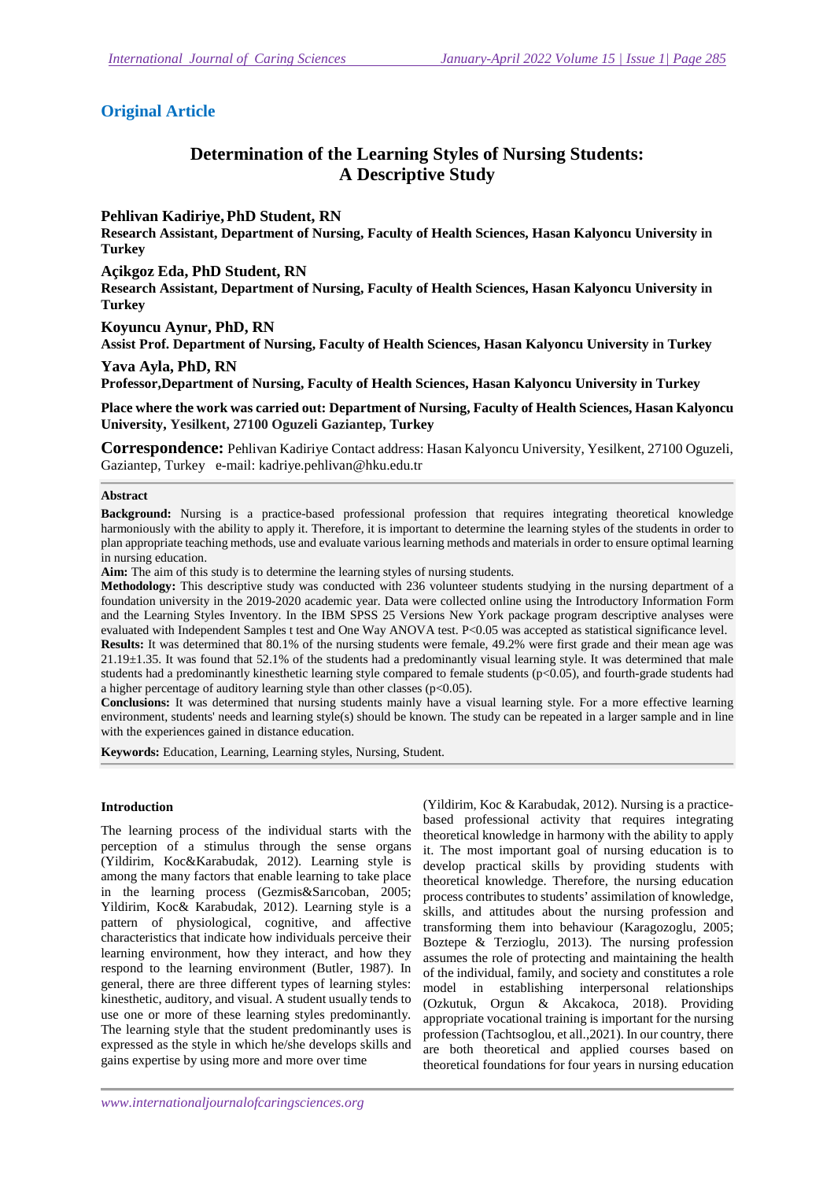**Original Article**

# Determination of the Learning Styles of Nursing Students: A Descriptive Study

**Pehlivan Kadiriye, PhD Student, RN**

**Research Assistant, Department of Nursing, Faculty of Health Sciences, Hasan Kalyoncu University in Turkey**

**Açikgoz Eda, PhD Student, RN**

**Research Assistant, Department of Nursing, Faculty of Health Sciences, Hasan Kalyoncu University in Turkey**

**Koyuncu Aynur, PhD, RN**

**Assist Prof. Department of Nursing, Faculty of Health Sciences, Hasan Kalyoncu University in Turkey**

**Yava Ayla, PhD, RN**

**Professor,Department of Nursing, Faculty of Health Sciences, Hasan Kalyoncu University in Turkey**

**Place where the work was carried out: Department of Nursing, Faculty of Health Sciences, Hasan Kalyoncu University, Yesilkent, 27100 Oguzeli Gaziantep, Turkey**

**Correspondence:** Pehlivan Kadiriye Contact address: Hasan Kalyoncu University, Yesilkent, 27100 Oguzeli, Gaziantep, Turkey e-mail: kadriye.pehlivan@hku.edu.tr

## Abstract

**Background:** Nursing is a practice-based professional profession that requires integrating theoretical knowledge harmoniously with the ability to apply it. Therefore, it is important to determine the learning styles of the students in order to plan appropriate teaching methods, use and evaluate various learning methods and materials in order to ensure optimal learning in nursing education.

**Aim:** The aim of this study is to determine the learning styles of nursing students.

**Methodology:** This descriptive study was conducted with 236 volunteer students studying in the nursing department of a foundation university in the 2019-2020 academic year. Data were collected online using the Introductory Information Form and the Learning Styles Inventory. In the IBM SPSS 25 Versions New York package program descriptive analyses were evaluated with Independent Samples t test and One Way ANOVA test. $P<0.05$ was accepted as statistical significance level.

**Results:** It was determined that 80.1% of the nursing students were female, 49.2% were first grade and their mean age was $21.19\pm1.35$. It was found that 52.1% of the students had a predominantly visual learning style. It was determined that male students had a predominantly kinesthetic learning style compared to female students ($p<0.05$), and fourth-grade students had a higher percentage of auditory learning style than other classes ($p<0.05$).

**Conclusions:** It was determined that nursing students mainly have a visual learning style. For a more effective learning environment, students' needs and learning style(s) should be known. The study can be repeated in a larger sample and in line with the experiences gained in distance education.

**Keywords:** Education, Learning, Learning styles, Nursing, Student.

## Introduction

The learning process of the individual starts with the perception of a stimulus through the sense organs (Yildirim, Koc&Karabudak, 2012). Learning style is among the many factors that enable learning to take place in the learning process (Gezmis&Sarıcoban, 2005; Yildirim, Koc& Karabudak, 2012). Learning style is a pattern of physiological, cognitive, and affective characteristics that indicate how individuals perceive their learning environment, how they interact, and how they respond to the learning environment (Butler, 1987). In general, there are three different types of learning styles: kinesthetic, auditory, and visual. A student usually tends to use one or more of these learning styles predominantly. The learning style that the student predominantly uses is expressed as the style in which he/she develops skills and gains expertise by using more and more over time (Yildirim, Koc & Karabudak, 2012). Nursing is a practice-based professional activity that requires integrating theoretical knowledge in harmony with the ability to apply it. The most important goal of nursing education is to develop practical skills by providing students with theoretical knowledge. Therefore, the nursing education process contributes to students' assimilation of knowledge, skills, and attitudes about the nursing profession and transforming them into behaviour (Karagozoglu, 2005; Boztepe & Terzioglu, 2013). The nursing profession assumes the role of protecting and maintaining the health of the individual, family, and society and constitutes a role model in establishing interpersonal relationships (Ozkutuk, Orgun & Akcakoca, 2018). Providing appropriate vocational training is important for the nursing profession (Tachtsoglou, et all.,2021). In our country, there are both theoretical and applied courses based on theoretical foundations for four years in nursing education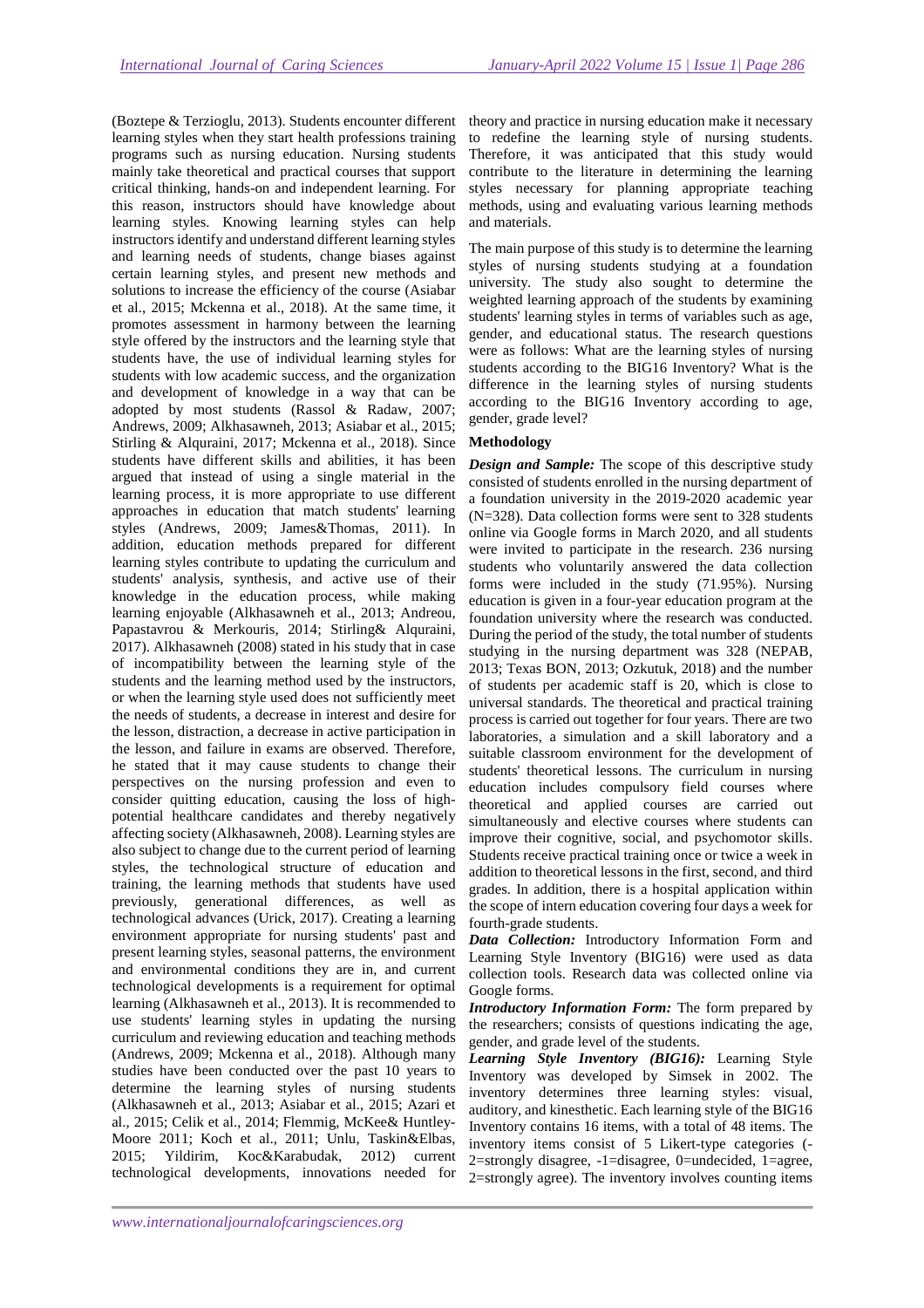(Boztepe & Terzioglu, 2013). Students encounter different learning styles when they start health professions training programs such as nursing education. Nursing students mainly take theoretical and practical courses that support critical thinking, hands-on and independent learning. For this reason, instructors should have knowledge about learning styles. Knowing learning styles can help instructors identify and understand different learning styles and learning needs of students, change biases against certain learning styles, and present new methods and solutions to increase the efficiency of the course (Asiabar et al., 2015; Mckenna et al., 2018). At the same time, it promotes assessment in harmony between the learning style offered by the instructors and the learning style that students have, the use of individual learning styles for students with low academic success, and the organization and development of knowledge in a way that can be adopted by most students (Rassol & Radaw, 2007; Andrews, 2009; Alkhasawneh, 2013; Asiabar et al., 2015; Stirling & Alquraini, 2017; Mckenna et al., 2018). Since students have different skills and abilities, it has been argued that instead of using a single material in the learning process, it is more appropriate to use different approaches in education that match students' learning styles (Andrews, 2009; James&Thomas, 2011). In addition, education methods prepared for different learning styles contribute to updating the curriculum and students' analysis, synthesis, and active use of their knowledge in the education process, while making learning enjoyable (Alkhasawneh et al., 2013; Andreou, Papastavrou & Merkouris, 2014; Stirling& Alquraini, 2017). Alkhasawneh (2008) stated in his study that in case of incompatibility between the learning style of the students and the learning method used by the instructors, or when the learning style used does not sufficiently meet the needs of students, a decrease in interest and desire for the lesson, distraction, a decrease in active participation in the lesson, and failure in exams are observed. Therefore, he stated that it may cause students to change their perspectives on the nursing profession and even to consider quitting education, causing the loss of high-potential healthcare candidates and thereby negatively affecting society (Alkhasawneh, 2008). Learning styles are also subject to change due to the current period of learning styles, the technological structure of education and training, the learning methods that students have used previously, generational differences, as well as technological advances (Urick, 2017). Creating a learning environment appropriate for nursing students' past and present learning styles, seasonal patterns, the environment and environmental conditions they are in, and current technological developments is a requirement for optimal learning (Alkhasawneh et al., 2013). It is recommended to use students' learning styles in updating the nursing curriculum and reviewing education and teaching methods (Andrews, 2009; Mckenna et al., 2018). Although many studies have been conducted over the past 10 years to determine the learning styles of nursing students (Alkhasawneh et al., 2013; Asiabar et al., 2015; Azari et al., 2015; Celik et al., 2014; Flemmig, McKee& Huntley-Moore 2011; Koch et al., 2011; Unlu, Taskin&Elbas, 2015; Yildirim, Koc&Karabudak, 2012) current technological developments, innovations needed for theory and practice in nursing education make it necessary to redefine the learning style of nursing students. Therefore, it was anticipated that this study would contribute to the literature in determining the learning styles necessary for planning appropriate teaching methods, using and evaluating various learning methods and materials.

The main purpose of this study is to determine the learning styles of nursing students studying at a foundation university. The study also sought to determine the weighted learning approach of the students by examining students' learning styles in terms of variables such as age, gender, and educational status. The research questions were as follows: What are the learning styles of nursing students according to the BIG16 Inventory? What is the difference in the learning styles of nursing students according to the BIG16 Inventory according to age, gender, grade level?

## Methodology

***Design and Sample:*** The scope of this descriptive study consisted of students enrolled in the nursing department of a foundation university in the 2019-2020 academic year (N=328). Data collection forms were sent to 328 students online via Google forms in March 2020, and all students were invited to participate in the research. 236 nursing students who voluntarily answered the data collection forms were included in the study (71.95%). Nursing education is given in a four-year education program at the foundation university where the research was conducted. During the period of the study, the total number of students studying in the nursing department was 328 (NEPAB, 2013; Texas BON, 2013; Ozkutuk, 2018) and the number of students per academic staff is 20, which is close to universal standards. The theoretical and practical training process is carried out together for four years. There are two laboratories, a simulation and a skill laboratory and a suitable classroom environment for the development of students' theoretical lessons. The curriculum in nursing education includes compulsory field courses where theoretical and applied courses are carried out simultaneously and elective courses where students can improve their cognitive, social, and psychomotor skills. Students receive practical training once or twice a week in addition to theoretical lessons in the first, second, and third grades. In addition, there is a hospital application within the scope of intern education covering four days a week for fourth-grade students.

***Data Collection:*** Introductory Information Form and Learning Style Inventory (BIG16) were used as data collection tools. Research data was collected online via Google forms.

***Introductory Information Form:*** The form prepared by the researchers; consists of questions indicating the age, gender, and grade level of the students.

***Learning Style Inventory (BIG16):*** Learning Style Inventory was developed by Simsek in 2002. The inventory determines three learning styles: visual, auditory, and kinesthetic. Each learning style of the BIG16 Inventory contains 16 items, with a total of 48 items. The inventory items consist of 5 Likert-type categories (-2=strongly disagree, -1=disagree, 0=undecided, 1=agree, 2=strongly agree). The inventory involves counting items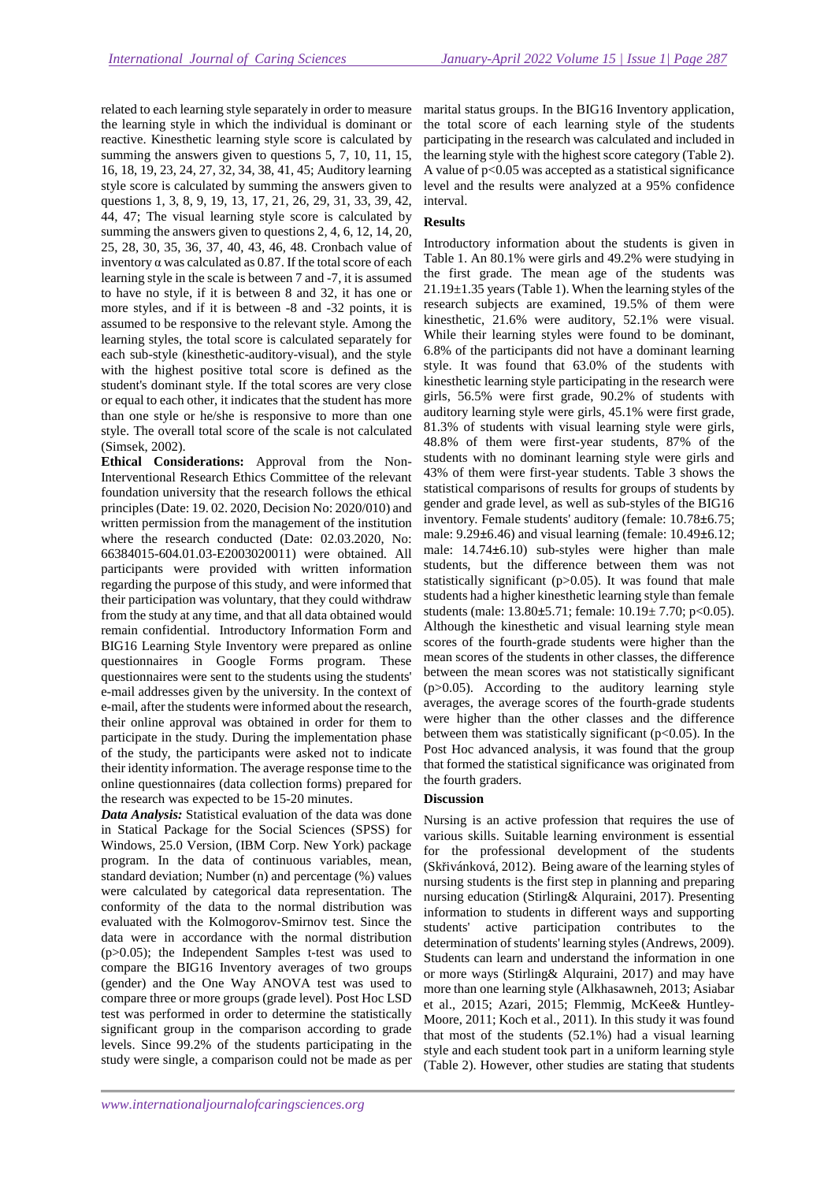related to each learning style separately in order to measure the learning style in which the individual is dominant or reactive. Kinesthetic learning style score is calculated by summing the answers given to questions 5, 7, 10, 11, 15, 16, 18, 19, 23, 24, 27, 32, 34, 38, 41, 45; Auditory learning style score is calculated by summing the answers given to questions 1, 3, 8, 9, 19, 13, 17, 21, 26, 29, 31, 33, 39, 42, 44, 47; The visual learning style score is calculated by summing the answers given to questions 2, 4, 6, 12, 14, 20, 25, 28, 30, 35, 36, 37, 40, 43, 46, 48. Cronbach value of inventory α was calculated as 0.87. If the total score of each learning style in the scale is between 7 and -7, it is assumed to have no style, if it is between 8 and 32, it has one or more styles, and if it is between -8 and -32 points, it is assumed to be responsive to the relevant style. Among the learning styles, the total score is calculated separately for each sub-style (kinesthetic-auditory-visual), and the style with the highest positive total score is defined as the student's dominant style. If the total scores are very close or equal to each other, it indicates that the student has more than one style or he/she is responsive to more than one style. The overall total score of the scale is not calculated (Simsek, 2002).

**Ethical Considerations:** Approval from the Non-Interventional Research Ethics Committee of the relevant foundation university that the research follows the ethical principles (Date: 19. 02. 2020, Decision No: 2020/010) and written permission from the management of the institution where the research conducted (Date: 02.03.2020, No: 66384015-604.01.03-E2003020011) were obtained. All participants were provided with written information regarding the purpose of this study, and were informed that their participation was voluntary, that they could withdraw from the study at any time, and that all data obtained would remain confidential. Introductory Information Form and BIG16 Learning Style Inventory were prepared as online questionnaires in Google Forms program. These questionnaires were sent to the students using the students' e-mail addresses given by the university. In the context of e-mail, after the students were informed about the research, their online approval was obtained in order for them to participate in the study. During the implementation phase of the study, the participants were asked not to indicate their identity information. The average response time to the online questionnaires (data collection forms) prepared for the research was expected to be 15-20 minutes.

***Data Analysis:*** Statistical evaluation of the data was done in Statical Package for the Social Sciences (SPSS) for Windows, 25.0 Version, (IBM Corp. New York) package program. In the data of continuous variables, mean, standard deviation; Number (n) and percentage (%) values were calculated by categorical data representation. The conformity of the data to the normal distribution was evaluated with the Kolmogorov-Smirnov test. Since the data were in accordance with the normal distribution ($p>0.05$); the Independent Samples t-test was used to compare the BIG16 Inventory averages of two groups (gender) and the One Way ANOVA test was used to compare three or more groups (grade level). Post Hoc LSD test was performed in order to determine the statistically significant group in the comparison according to grade levels. Since 99.2% of the students participating in the study were single, a comparison could not be made as per marital status groups. In the BIG16 Inventory application, the total score of each learning style of the students participating in the research was calculated and included in the learning style with the highest score category (Table 2). A value of $p<0.05$ was accepted as a statistical significance level and the results were analyzed at a 95% confidence interval.

## Results

Introductory information about the students is given in Table 1. An 80.1% were girls and 49.2% were studying in the first grade. The mean age of the students was 21.19±1.35 years (Table 1). When the learning styles of the research subjects are examined, 19.5% of them were kinesthetic, 21.6% were auditory, 52.1% were visual. While their learning styles were found to be dominant, 6.8% of the participants did not have a dominant learning style. It was found that 63.0% of the students with kinesthetic learning style participating in the research were girls, 56.5% were first grade, 90.2% of students with auditory learning style were girls, 45.1% were first grade, 81.3% of students with visual learning style were girls, 48.8% of them were first-year students, 87% of the students with no dominant learning style were girls and 43% of them were first-year students. Table 3 shows the statistical comparisons of results for groups of students by gender and grade level, as well as sub-styles of the BIG16 inventory. Female students' auditory (female: 10.78±6.75; male: 9.29±6.46) and visual learning (female: 10.49±6.12; male: 14.74±6.10) sub-styles were higher than male students, but the difference between them was not statistically significant ($p>0.05$). It was found that male students had a higher kinesthetic learning style than female students (male: 13.80±5.71; female: 10.19± 7.70; $p<0.05$). Although the kinesthetic and visual learning style mean scores of the fourth-grade students were higher than the mean scores of the students in other classes, the difference between the mean scores was not statistically significant ($p>0.05$). According to the auditory learning style averages, the average scores of the fourth-grade students were higher than the other classes and the difference between them was statistically significant ($p<0.05$). In the Post Hoc advanced analysis, it was found that the group that formed the statistical significance was originated from the fourth graders.

## Discussion

Nursing is an active profession that requires the use of various skills. Suitable learning environment is essential for the professional development of the students (Skřivánková, 2012). Being aware of the learning styles of nursing students is the first step in planning and preparing nursing education (Stirling& Alquraini, 2017). Presenting information to students in different ways and supporting students' active participation contributes to the determination of students' learning styles (Andrews, 2009). Students can learn and understand the information in one or more ways (Stirling& Alquraini, 2017) and may have more than one learning style (Alkhasawneh, 2013; Asiabar et al., 2015; Azari, 2015; Flemmig, McKee& Huntley-Moore, 2011; Koch et al., 2011). In this study it was found that most of the students (52.1%) had a visual learning style and each student took part in a uniform learning style (Table 2). However, other studies are stating that students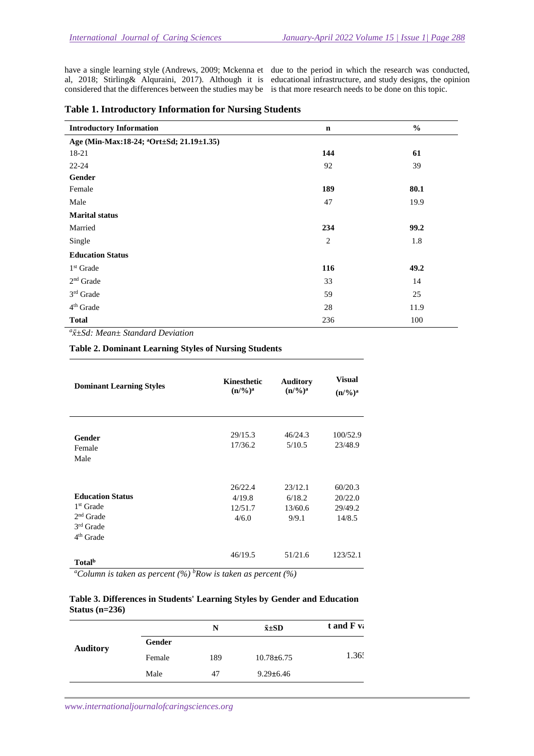have a single learning style (Andrews, 2009; Mckenna et al, 2018; Stirling& Alquraini, 2017). Although it is considered that the differences between the studies may be due to the period in which the research was conducted, educational infrastructure, and study designs, the opinion is that more research needs to be done on this topic.

**Table 1. Introductory Information for Nursing Students**

| Introductory Information | n | % |
|---|---|---|
| **Age (Min-Max:18-24; [a]Ort±Sd; 21.19±1.35)** | | |
| 18-21 | **144** | **61** |
| 22-24 | 92 | 39 |
| **Gender** | | |
| Female | **189** | **80.1** |
| Male | 47 | 19.9 |
| **Marital status** | | |
| Married | **234** | **99.2** |
| Single | 2 | 1.8 |
| **Education Status** | | |
| 1st Grade | **116** | **49.2** |
| 2nd Grade | 33 | 14 |
| 3rd Grade | 59 | 25 |
| 4th Grade | 28 | 11.9 |
| **Total** | 236 | 100 |

*[a]$\bar{x}$±Sd: Mean± Standard Deviation*

**Table 2. Dominant Learning Styles of Nursing Students**

| Dominant Learning Styles | Kinesthetic (n/%)[a] | Auditory (n/%)[a] | Visual (n/%)[a] |
|---|---|---|---|
| **Gender** | | | |
| Female | 29/15.3 | 46/24.3 | 100/52.9 |
| Male | 17/36.2 | 5/10.5 | 23/48.9 |
| **Education Status** | | | |
| 1st Grade | 26/22.4 | 23/12.1 | 60/20.3 |
| 2nd Grade | 4/19.8 | 6/18.2 | 20/22.0 |
| 3rd Grade | 12/51.7 | 13/60.6 | 29/49.2 |
| 4th Grade | 4/6.0 | 9/9.1 | 14/8.5 |
| **Total[b]** | 46/19.5 | 51/21.6 | 123/52.1 |

*[a]Column is taken as percent (%) [b]Row is taken as percent (%)*

**Table 3. Differences in Students' Learning Styles by Gender and Education Status (n=236)**

| | | N | $\bar{x}$±SD | t and F va |
|---|---|---|---|---|
| **Auditory** | **Gender** | | | |
| | Female | 189 | 10.78±6.75 | 1.365 |
| | Male | 47 | 9.29±6.46 | |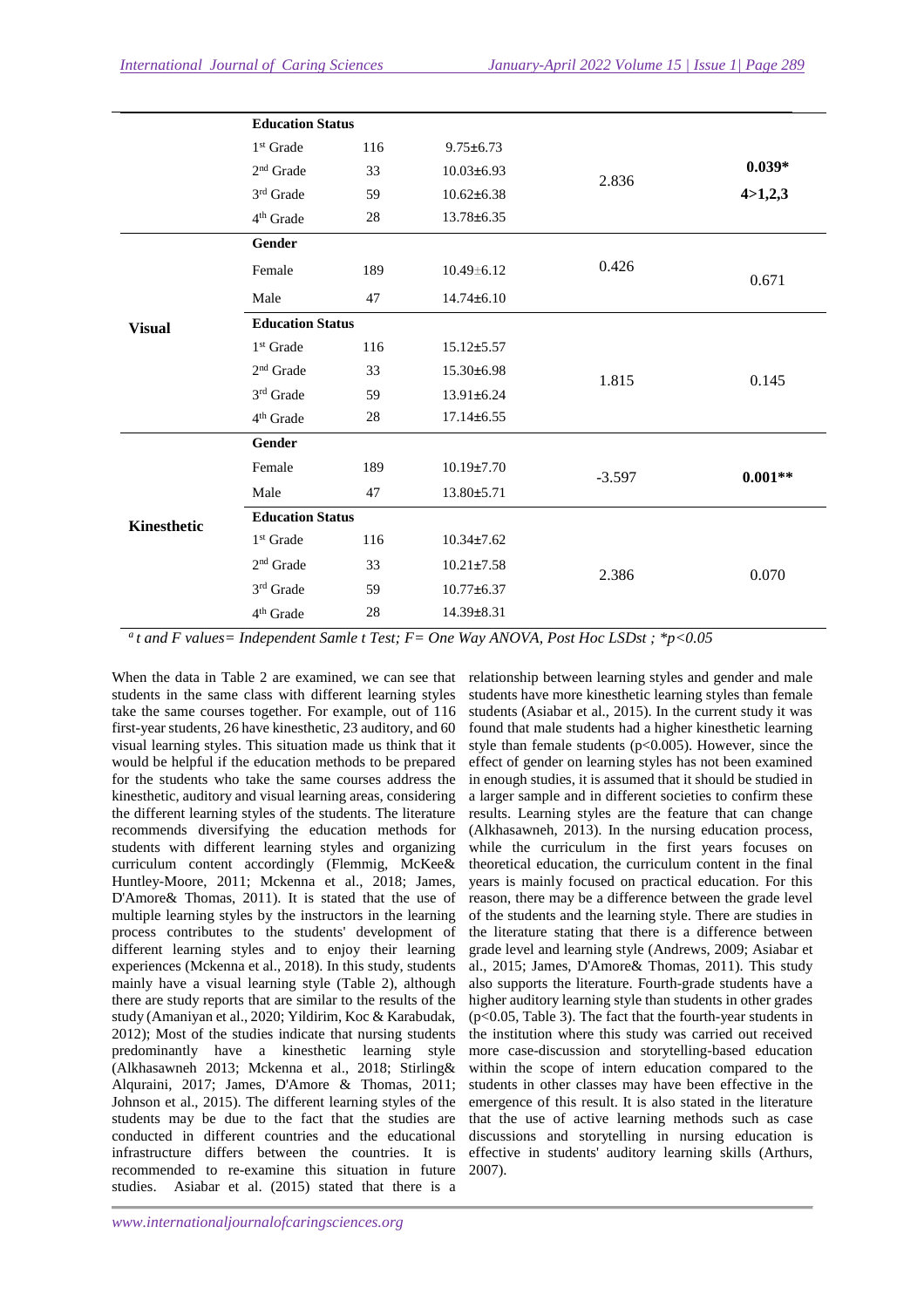| | | n | Mean±SD | t/F[a] | p |
|---|---|---|---|---|---|
| | **Education Status** | | | | |
| | 1[st] Grade | 116 | 9.75±6.73 | 2.836 | **0.039*** **4>1,2,3** |
| | 2[nd] Grade | 33 | 10.03±6.93 | | |
| | 3[rd] Grade | 59 | 10.62±6.38 | | |
| | 4[th] Grade | 28 | 13.78±6.35 | | |
| **Visual** | **Gender** | | | | |
| | Female | 189 | 10.49±6.12 | 0.426 | 0.671 |
| | Male | 47 | 14.74±6.10 | | |
| | **Education Status** | | | | |
| | 1[st] Grade | 116 | 15.12±5.57 | 1.815 | 0.145 |
| | 2[nd] Grade | 33 | 15.30±6.98 | | |
| | 3[rd] Grade | 59 | 13.91±6.24 | | |
| | 4[th] Grade | 28 | 17.14±6.55 | | |
| **Kinesthetic** | **Gender** | | | | |
| | Female | 189 | 10.19±7.70 | -3.597 | **0.001**** |
| | Male | 47 | 13.80±5.71 | | |
| | **Education Status** | | | | |
| | 1[st] Grade | 116 | 10.34±7.62 | 2.386 | 0.070 |
| | 2[nd] Grade | 33 | 10.21±7.58 | | |
| | 3[rd] Grade | 59 | 10.77±6.37 | | |
| | 4[th] Grade | 28 | 14.39±8.31 | | |

*[a] t and F values= Independent Samle t Test; F= One Way ANOVA, Post Hoc LSDst ; *p<0.05*

When the data in Table 2 are examined, we can see that students in the same class with different learning styles take the same courses together. For example, out of 116 first-year students, 26 have kinesthetic, 23 auditory, and 60 visual learning styles. This situation made us think that it would be helpful if the education methods to be prepared for the students who take the same courses address the kinesthetic, auditory and visual learning areas, considering the different learning styles of the students. The literature recommends diversifying the education methods for students with different learning styles and organizing curriculum content accordingly (Flemmig, McKee& Huntley-Moore, 2011; Mckenna et al., 2018; James, D'Amore& Thomas, 2011). It is stated that the use of multiple learning styles by the instructors in the learning process contributes to the students' development of different learning styles and to enjoy their learning experiences (Mckenna et al., 2018). In this study, students mainly have a visual learning style (Table 2), although there are study reports that are similar to the results of the study (Amaniyan et al., 2020; Yildirim, Koc & Karabudak, 2012); Most of the studies indicate that nursing students predominantly have a kinesthetic learning style (Alkhasawneh 2013; Mckenna et al., 2018; Stirling& Alquraini, 2017; James, D'Amore & Thomas, 2011; Johnson et al., 2015). The different learning styles of the students may be due to the fact that the studies are conducted in different countries and the educational infrastructure differs between the countries. It is recommended to re-examine this situation in future studies. Asiabar et al. (2015) stated that there is a relationship between learning styles and gender and male students have more kinesthetic learning styles than female students (Asiabar et al., 2015). In the current study it was found that male students had a higher kinesthetic learning style than female students ($p<0.005$). However, since the effect of gender on learning styles has not been examined in enough studies, it is assumed that it should be studied in a larger sample and in different societies to confirm these results. Learning styles are the feature that can change (Alkhasawneh, 2013). In the nursing education process, while the curriculum in the first years focuses on theoretical education, the curriculum content in the final years is mainly focused on practical education. For this reason, there may be a difference between the grade level of the students and the learning style. There are studies in the literature stating that there is a difference between grade level and learning style (Andrews, 2009; Asiabar et al., 2015; James, D'Amore& Thomas, 2011). This study also supports the literature. Fourth-grade students have a higher auditory learning style than students in other grades ($p<0.05$, Table 3). The fact that the fourth-year students in the institution where this study was carried out received more case-discussion and storytelling-based education within the scope of intern education compared to the students in other classes may have been effective in the emergence of this result. It is also stated in the literature that the use of active learning methods such as case discussions and storytelling in nursing education is effective in students' auditory learning skills (Arthurs, 2007).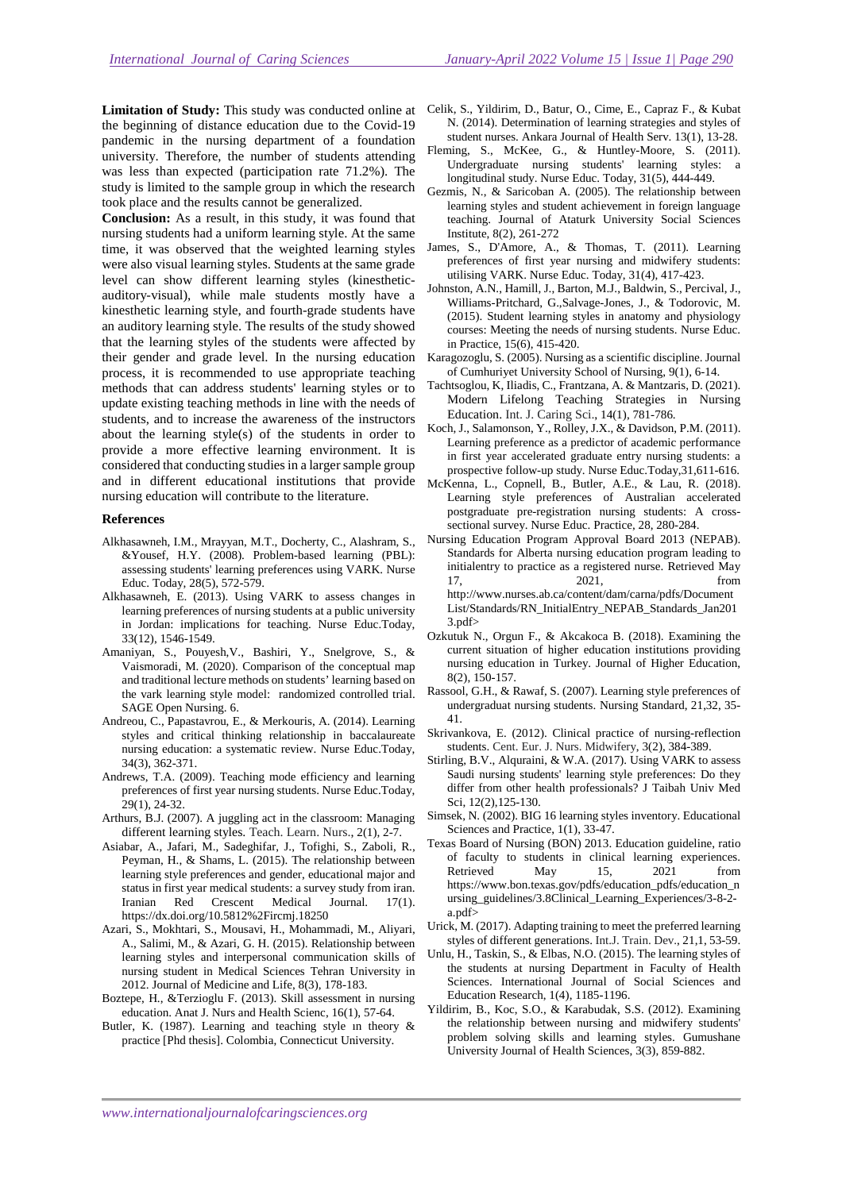**Limitation of Study:** This study was conducted online at the beginning of distance education due to the Covid-19 pandemic in the nursing department of a foundation university. Therefore, the number of students attending was less than expected (participation rate 71.2%). The study is limited to the sample group in which the research took place and the results cannot be generalized.

**Conclusion:** As a result, in this study, it was found that nursing students had a uniform learning style. At the same time, it was observed that the weighted learning styles were also visual learning styles. Students at the same grade level can show different learning styles (kinesthetic-auditory-visual), while male students mostly have a kinesthetic learning style, and fourth-grade students have an auditory learning style. The results of the study showed that the learning styles of the students were affected by their gender and grade level. In the nursing education process, it is recommended to use appropriate teaching methods that can address students' learning styles or to update existing teaching methods in line with the needs of students, and to increase the awareness of the instructors about the learning style(s) of the students in order to provide a more effective learning environment. It is considered that conducting studies in a larger sample group and in different educational institutions that provide nursing education will contribute to the literature.

## References

Alkhasawneh, I.M., Mrayyan, M.T., Docherty, C., Alashram, S., &Yousef, H.Y. (2008). Problem-based learning (PBL): assessing students' learning preferences using VARK. Nurse Educ. Today, 28(5), 572-579.

Alkhasawneh, E. (2013). Using VARK to assess changes in learning preferences of nursing students at a public university in Jordan: implications for teaching. Nurse Educ.Today, 33(12), 1546-1549.

Amaniyan, S., Pouyesh,V., Bashiri, Y., Snelgrove, S., & Vaismoradi, M. (2020). Comparison of the conceptual map and traditional lecture methods on students' learning based on the vark learning style model: randomized controlled trial. SAGE Open Nursing. 6.

Andreou, C., Papastavrou, E., & Merkouris, A. (2014). Learning styles and critical thinking relationship in baccalaureate nursing education: a systematic review. Nurse Educ.Today, 34(3), 362-371.

Andrews, T.A. (2009). Teaching mode efficiency and learning preferences of first year nursing students. Nurse Educ.Today, 29(1), 24-32.

Arthurs, B.J. (2007). A juggling act in the classroom: Managing different learning styles. Teach. Learn. Nurs., 2(1), 2-7.

Asiabar, A., Jafari, M., Sadeghifar, J., Tofighi, S., Zaboli, R., Peyman, H., & Shams, L. (2015). The relationship between learning style preferences and gender, educational major and status in first year medical students: a survey study from iran. Iranian Red Crescent Medical Journal. 17(1). https://dx.doi.org/10.5812%2Fircmj.18250

Azari, S., Mokhtari, S., Mousavi, H., Mohammadi, M., Aliyari, A., Salimi, M., & Azari, G. H. (2015). Relationship between learning styles and interpersonal communication skills of nursing student in Medical Sciences Tehran University in 2012. Journal of Medicine and Life, 8(3), 178-183.

Boztepe, H., &Terzioglu F. (2013). Skill assessment in nursing education. Anat J. Nurs and Health Scienc, 16(1), 57-64.

Butler, K. (1987). Learning and teaching style in theory & practice [Phd thesis]. Colombia, Connecticut University.

Celik, S., Yildirim, D., Batur, O., Cime, E., Capraz F., & Kubat N. (2014). Determination of learning strategies and styles of student nurses. Ankara Journal of Health Serv. 13(1), 13-28.

Fleming, S., McKee, G., & Huntley-Moore, S. (2011). Undergraduate nursing students' learning styles: a longitudinal study. Nurse Educ. Today, 31(5), 444-449.

Gezmis, N., & Saricoban A. (2005). The relationship between learning styles and student achievement in foreign language teaching. Journal of Ataturk University Social Sciences Institute, 8(2), 261-272

James, S., D'Amore, A., & Thomas, T. (2011). Learning preferences of first year nursing and midwifery students: utilising VARK. Nurse Educ. Today, 31(4), 417-423.

Johnston, A.N., Hamill, J., Barton, M.J., Baldwin, S., Percival, J., Williams-Pritchard, G.,Salvage-Jones, J., & Todorovic, M. (2015). Student learning styles in anatomy and physiology courses: Meeting the needs of nursing students. Nurse Educ. in Practice, 15(6), 415-420.

Karagozoglu, S. (2005). Nursing as a scientific discipline. Journal of Cumhuriyet University School of Nursing, 9(1), 6-14.

Tachtsoglou, K, Iliadis, C., Frantzana, A. & Mantzaris, D. (2021). Modern Lifelong Teaching Strategies in Nursing Education. Int. J. Caring Sci., 14(1), 781-786.

Koch, J., Salamonson, Y., Rolley, J.X., & Davidson, P.M. (2011). Learning preference as a predictor of academic performance in first year accelerated graduate entry nursing students: a prospective follow-up study. Nurse Educ.Today,31,611-616.

McKenna, L., Copnell, B., Butler, A.E., & Lau, R. (2018). Learning style preferences of Australian accelerated postgraduate pre-registration nursing students: A cross-sectional survey. Nurse Educ. Practice, 28, 280-284.

Nursing Education Program Approval Board 2013 (NEPAB). Standards for Alberta nursing education program leading to initialentry to practice as a registered nurse. Retrieved May 17, 2021, from http://www.nurses.ab.ca/content/dam/carna/pdfs/Document List/Standards/RN_InitialEntry_NEPAB_Standards_Jan2013.pdf>

Ozkutuk N., Orgun F., & Akcakoca B. (2018). Examining the current situation of higher education institutions providing nursing education in Turkey. Journal of Higher Education, 8(2), 150-157.

Rassool, G.H., & Rawaf, S. (2007). Learning style preferences of undergraduat nursing students. Nursing Standard, 21,32, 35-41.

Skrivankova, E. (2012). Clinical practice of nursing-reflection students. Cent. Eur. J. Nurs. Midwifery, 3(2), 384-389.

Stirling, B.V., Alquraini, & W.A. (2017). Using VARK to assess Saudi nursing students' learning style preferences: Do they differ from other health professionals? J Taibah Univ Med Sci, 12(2),125-130.

Simsek, N. (2002). BIG 16 learning styles inventory. Educational Sciences and Practice, 1(1), 33-47.

Texas Board of Nursing (BON) 2013. Education guideline, ratio of faculty to students in clinical learning experiences. Retrieved May 15, 2021 from https://www.bon.texas.gov/pdfs/education_pdfs/education_nursing_guidelines/3.8Clinical_Learning_Experiences/3-8-2-a.pdf>

Urick, M. (2017). Adapting training to meet the preferred learning styles of different generations. Int.J. Train. Dev., 21,1, 53-59.

Unlu, H., Taskin, S., & Elbas, N.O. (2015). The learning styles of the students at nursing Department in Faculty of Health Sciences. International Journal of Social Sciences and Education Research, 1(4), 1185-1196.

Yildirim, B., Koc, S.O., & Karabudak, S.S. (2012). Examining the relationship between nursing and midwifery students' problem solving skills and learning styles. Gumushane University Journal of Health Sciences, 3(3), 859-882.